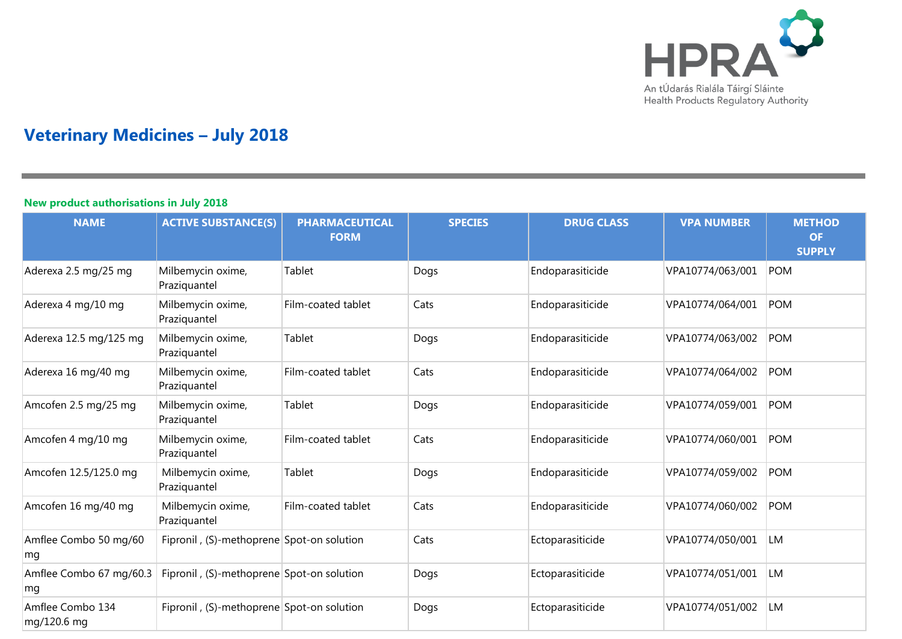An tÚdarás Rialála Táirgí Sláinte
Health Products Regulatory Authority

# Veterinary Medicines – July 2018

## New product authorisations in July 2018

| NAME | ACTIVE SUBSTANCE(S) | PHARMACEUTICAL FORM | SPECIES | DRUG CLASS | VPA NUMBER | METHOD OF SUPPLY |
|---|---|---|---|---|---|---|
| Aderexa 2.5 mg/25 mg | Milbemycin oxime, Praziquantel | Tablet | Dogs | Endoparasiticide | VPA10774/063/001 | POM |
| Aderexa 4 mg/10 mg | Milbemycin oxime, Praziquantel | Film-coated tablet | Cats | Endoparasiticide | VPA10774/064/001 | POM |
| Aderexa 12.5 mg/125 mg | Milbemycin oxime, Praziquantel | Tablet | Dogs | Endoparasiticide | VPA10774/063/002 | POM |
| Aderexa 16 mg/40 mg | Milbemycin oxime, Praziquantel | Film-coated tablet | Cats | Endoparasiticide | VPA10774/064/002 | POM |
| Amcofen 2.5 mg/25 mg | Milbemycin oxime, Praziquantel | Tablet | Dogs | Endoparasiticide | VPA10774/059/001 | POM |
| Amcofen 4 mg/10 mg | Milbemycin oxime, Praziquantel | Film-coated tablet | Cats | Endoparasiticide | VPA10774/060/001 | POM |
| Amcofen 12.5/125.0 mg | Milbemycin oxime, Praziquantel | Tablet | Dogs | Endoparasiticide | VPA10774/059/002 | POM |
| Amcofen 16 mg/40 mg | Milbemycin oxime, Praziquantel | Film-coated tablet | Cats | Endoparasiticide | VPA10774/060/002 | POM |
| Amflee Combo 50 mg/60 mg | Fipronil , (S)-methoprene | Spot-on solution | Cats | Ectoparasiticide | VPA10774/050/001 | LM |
| Amflee Combo 67 mg/60.3 mg | Fipronil , (S)-methoprene | Spot-on solution | Dogs | Ectoparasiticide | VPA10774/051/001 | LM |
| Amflee Combo 134 mg/120.6 mg | Fipronil , (S)-methoprene | Spot-on solution | Dogs | Ectoparasiticide | VPA10774/051/002 | LM |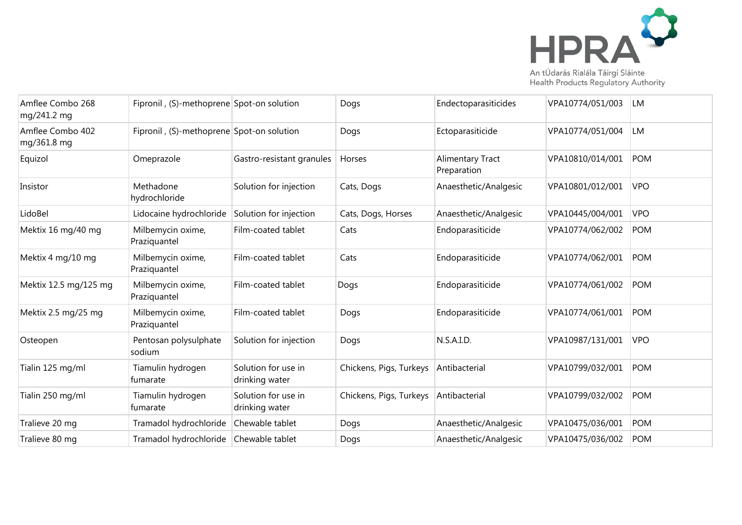| | | | | | | |
|---|---|---|---|---|---|---|
| Amflee Combo 268 mg/241.2 mg | Fipronil , (S)-methoprene | Spot-on solution | Dogs | Endectoparasiticides | VPA10774/051/003 | LM |
| Amflee Combo 402 mg/361.8 mg | Fipronil , (S)-methoprene | Spot-on solution | Dogs | Ectoparasiticide | VPA10774/051/004 | LM |
| Equizol | Omeprazole | Gastro-resistant granules | Horses | Alimentary Tract Preparation | VPA10810/014/001 | POM |
| Insistor | Methadone hydrochloride | Solution for injection | Cats, Dogs | Anaesthetic/Analgesic | VPA10801/012/001 | VPO |
| LidoBel | Lidocaine hydrochloride | Solution for injection | Cats, Dogs, Horses | Anaesthetic/Analgesic | VPA10445/004/001 | VPO |
| Mektix 16 mg/40 mg | Milbemycin oxime, Praziquantel | Film-coated tablet | Cats | Endoparasiticide | VPA10774/062/002 | POM |
| Mektix 4 mg/10 mg | Milbemycin oxime, Praziquantel | Film-coated tablet | Cats | Endoparasiticide | VPA10774/062/001 | POM |
| Mektix 12.5 mg/125 mg | Milbemycin oxime, Praziquantel | Film-coated tablet | Dogs | Endoparasiticide | VPA10774/061/002 | POM |
| Mektix 2.5 mg/25 mg | Milbemycin oxime, Praziquantel | Film-coated tablet | Dogs | Endoparasiticide | VPA10774/061/001 | POM |
| Osteopen | Pentosan polysulphate sodium | Solution for injection | Dogs | N.S.A.I.D. | VPA10987/131/001 | VPO |
| Tialin 125 mg/ml | Tiamulin hydrogen fumarate | Solution for use in drinking water | Chickens, Pigs, Turkeys | Antibacterial | VPA10799/032/001 | POM |
| Tialin 250 mg/ml | Tiamulin hydrogen fumarate | Solution for use in drinking water | Chickens, Pigs, Turkeys | Antibacterial | VPA10799/032/002 | POM |
| Tralieve 20 mg | Tramadol hydrochloride | Chewable tablet | Dogs | Anaesthetic/Analgesic | VPA10475/036/001 | POM |
| Tralieve 80 mg | Tramadol hydrochloride | Chewable tablet | Dogs | Anaesthetic/Analgesic | VPA10475/036/002 | POM |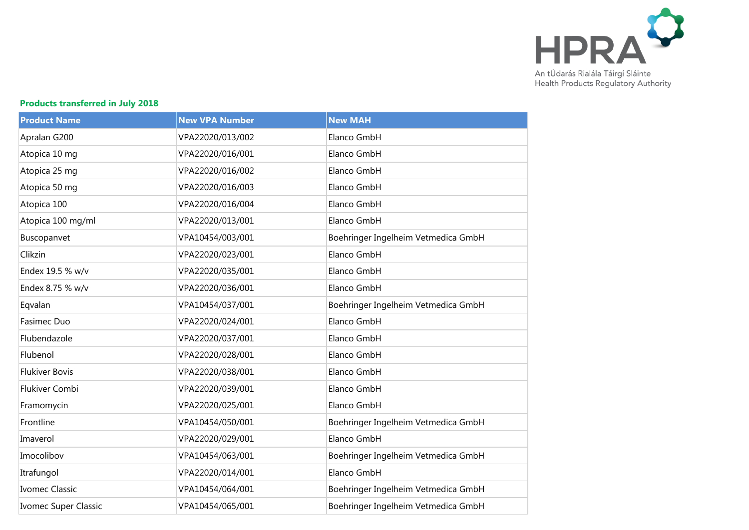**Products transferred in July 2018**

| Product Name | New VPA Number | New MAH |
|---|---|---|
| Apralan G200 | VPA22020/013/002 | Elanco GmbH |
| Atopica 10 mg | VPA22020/016/001 | Elanco GmbH |
| Atopica 25 mg | VPA22020/016/002 | Elanco GmbH |
| Atopica 50 mg | VPA22020/016/003 | Elanco GmbH |
| Atopica 100 | VPA22020/016/004 | Elanco GmbH |
| Atopica 100 mg/ml | VPA22020/013/001 | Elanco GmbH |
| Buscopanvet | VPA10454/003/001 | Boehringer Ingelheim Vetmedica GmbH |
| Clikzin | VPA22020/023/001 | Elanco GmbH |
| Endex 19.5 % w/v | VPA22020/035/001 | Elanco GmbH |
| Endex 8.75 % w/v | VPA22020/036/001 | Elanco GmbH |
| Eqvalan | VPA10454/037/001 | Boehringer Ingelheim Vetmedica GmbH |
| Fasimec Duo | VPA22020/024/001 | Elanco GmbH |
| Flubendazole | VPA22020/037/001 | Elanco GmbH |
| Flubenol | VPA22020/028/001 | Elanco GmbH |
| Flukiver Bovis | VPA22020/038/001 | Elanco GmbH |
| Flukiver Combi | VPA22020/039/001 | Elanco GmbH |
| Framomycin | VPA22020/025/001 | Elanco GmbH |
| Frontline | VPA10454/050/001 | Boehringer Ingelheim Vetmedica GmbH |
| Imaverol | VPA22020/029/001 | Elanco GmbH |
| Imocolibov | VPA10454/063/001 | Boehringer Ingelheim Vetmedica GmbH |
| Itrafungol | VPA22020/014/001 | Elanco GmbH |
| Ivomec Classic | VPA10454/064/001 | Boehringer Ingelheim Vetmedica GmbH |
| Ivomec Super Classic | VPA10454/065/001 | Boehringer Ingelheim Vetmedica GmbH |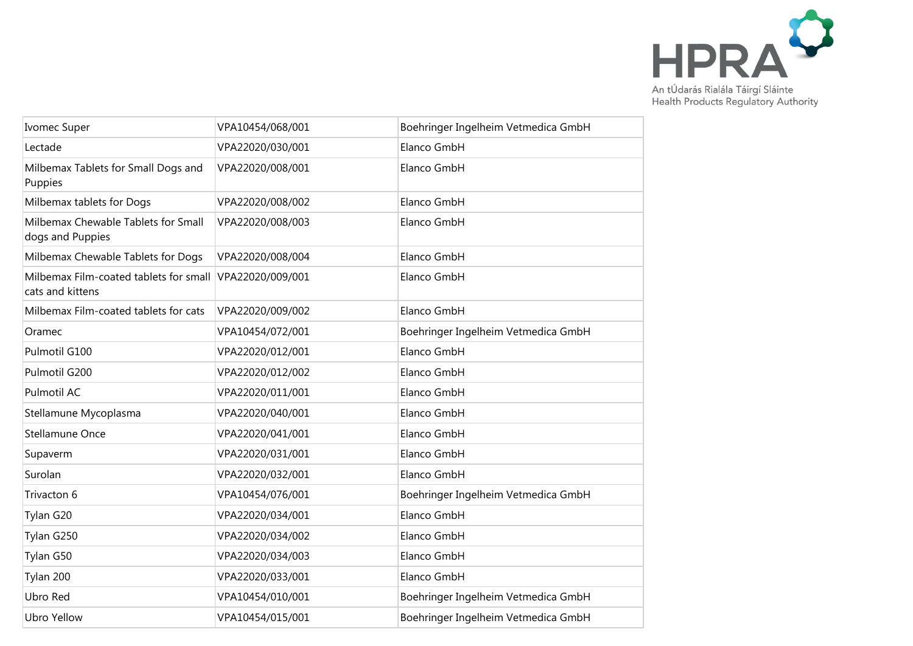| Ivomec Super | VPA10454/068/001 | Boehringer Ingelheim Vetmedica GmbH |
|---|---|---|
| Lectade | VPA22020/030/001 | Elanco GmbH |
| Milbemax Tablets for Small Dogs and Puppies | VPA22020/008/001 | Elanco GmbH |
| Milbemax tablets for Dogs | VPA22020/008/002 | Elanco GmbH |
| Milbemax Chewable Tablets for Small dogs and Puppies | VPA22020/008/003 | Elanco GmbH |
| Milbemax Chewable Tablets for Dogs | VPA22020/008/004 | Elanco GmbH |
| Milbemax Film-coated tablets for small cats and kittens | VPA22020/009/001 | Elanco GmbH |
| Milbemax Film-coated tablets for cats | VPA22020/009/002 | Elanco GmbH |
| Oramec | VPA10454/072/001 | Boehringer Ingelheim Vetmedica GmbH |
| Pulmotil G100 | VPA22020/012/001 | Elanco GmbH |
| Pulmotil G200 | VPA22020/012/002 | Elanco GmbH |
| Pulmotil AC | VPA22020/011/001 | Elanco GmbH |
| Stellamune Mycoplasma | VPA22020/040/001 | Elanco GmbH |
| Stellamune Once | VPA22020/041/001 | Elanco GmbH |
| Supaverm | VPA22020/031/001 | Elanco GmbH |
| Surolan | VPA22020/032/001 | Elanco GmbH |
| Trivacton 6 | VPA10454/076/001 | Boehringer Ingelheim Vetmedica GmbH |
| Tylan G20 | VPA22020/034/001 | Elanco GmbH |
| Tylan G250 | VPA22020/034/002 | Elanco GmbH |
| Tylan G50 | VPA22020/034/003 | Elanco GmbH |
| Tylan 200 | VPA22020/033/001 | Elanco GmbH |
| Ubro Red | VPA10454/010/001 | Boehringer Ingelheim Vetmedica GmbH |
| Ubro Yellow | VPA10454/015/001 | Boehringer Ingelheim Vetmedica GmbH |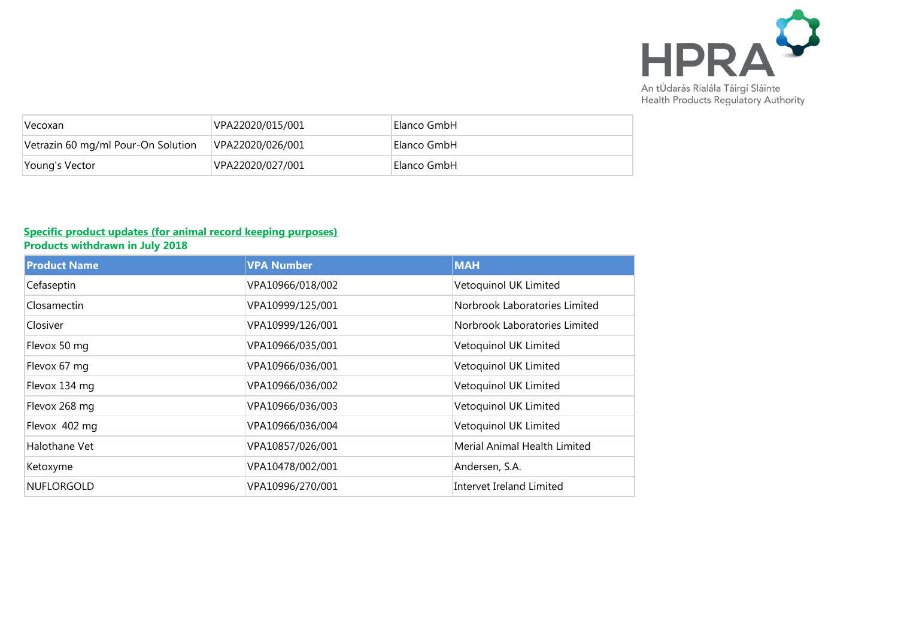| | | |
|---|---|---|
| Vecoxan | VPA22020/015/001 | Elanco GmbH |
| Vetrazin 60 mg/ml Pour-On Solution | VPA22020/026/001 | Elanco GmbH |
| Young's Vector | VPA22020/027/001 | Elanco GmbH |

**Specific product updates (for animal record keeping purposes)**

**Products withdrawn in July 2018**

| Product Name | VPA Number | MAH |
|---|---|---|
| Cefaseptin | VPA10966/018/002 | Vetoquinol UK Limited |
| Closamectin | VPA10999/125/001 | Norbrook Laboratories Limited |
| Closiver | VPA10999/126/001 | Norbrook Laboratories Limited |
| Flevox 50 mg | VPA10966/035/001 | Vetoquinol UK Limited |
| Flevox 67 mg | VPA10966/036/001 | Vetoquinol UK Limited |
| Flevox 134 mg | VPA10966/036/002 | Vetoquinol UK Limited |
| Flevox 268 mg | VPA10966/036/003 | Vetoquinol UK Limited |
| Flevox 402 mg | VPA10966/036/004 | Vetoquinol UK Limited |
| Halothane Vet | VPA10857/026/001 | Merial Animal Health Limited |
| Ketoxyme | VPA10478/002/001 | Andersen, S.A. |
| NUFLORGOLD | VPA10996/270/001 | Intervet Ireland Limited |